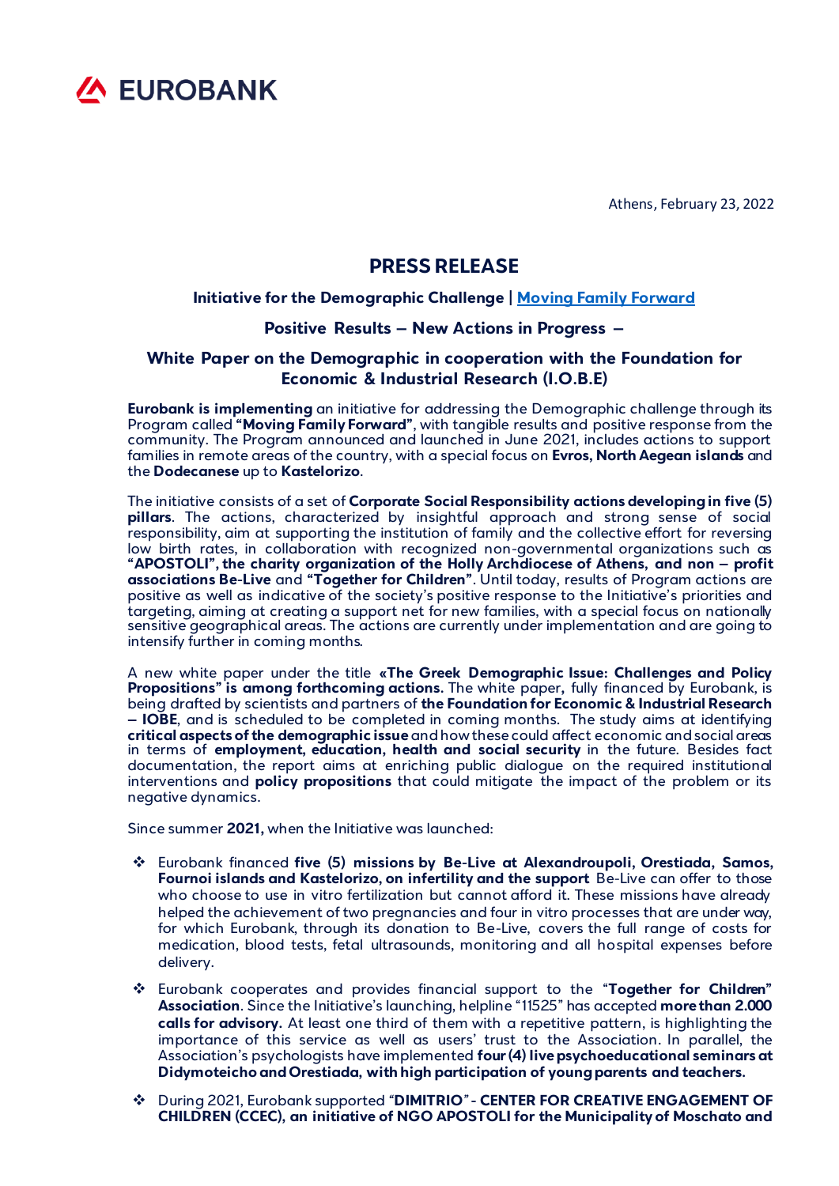EUROBANK

Athens, February 23, 2022

# PRESS RELEASE

### Initiative for the Demographic Challenge | Moving Family Forward

### Positive Results – New Actions in Progress –

### White Paper on the Demographic in cooperation with the Foundation for Economic & Industrial Research (I.O.B.E)

**Eurobank is implementing** an initiative for addressing the Demographic challenge through its Program called **"Moving Family Forward"**, with tangible results and positive response from the community. The Program announced and launched in June 2021, includes actions to support families in remote areas of the country, with a special focus on **Evros, North Aegean islands** and the **Dodecanese** up to **Kastelorizo**.

The initiative consists of a set of **Corporate Social Responsibility actions developing in five (5) pillars**. The actions, characterized by insightful approach and strong sense of social responsibility, aim at supporting the institution of family and the collective effort for reversing low birth rates, in collaboration with recognized non-governmental organizations such as **"APOSTOLI", the charity organization of the Holly Archdiocese of Athens, and non – profit associations Be-Live** and **"Together for Children"**. Until today, results of Program actions are positive as well as indicative of the society's positive response to the Initiative's priorities and targeting, aiming at creating a support net for new families, with a special focus on nationally sensitive geographical areas. The actions are currently under implementation and are going to intensify further in coming months.

A new white paper under the title **«The Greek Demographic Issue: Challenges and Policy Propositions" is among forthcoming actions.** The white paper, fully financed by Eurobank, is being drafted by scientists and partners of **the Foundation for Economic & Industrial Research – IOBE**, and is scheduled to be completed in coming months. The study aims at identifying **critical aspects of the demographic issue** and how these could affect economic and social areas in terms of **employment, education, health and social security** in the future. Besides fact documentation, the report aims at enriching public dialogue on the required institutional interventions and **policy propositions** that could mitigate the impact of the problem or its negative dynamics.

Since summer **2021,** when the Initiative was launched:

- Eurobank financed **five (5) missions by Be-Live at Alexandroupoli, Orestiada, Samos, Fournoi islands and Kastelorizo, on infertility and the support** Be-Live can offer to those who choose to use in vitro fertilization but cannot afford it. These missions have already helped the achievement of two pregnancies and four in vitro processes that are under way, for which Eurobank, through its donation to Be-Live, covers the full range of costs for medication, blood tests, fetal ultrasounds, monitoring and all hospital expenses before delivery.

- Eurobank cooperates and provides financial support to the "**Together for Children" Association**. Since the Initiative's launching, helpline "11525" has accepted **more than 2.000 calls for advisory.** At least one third of them with a repetitive pattern, is highlighting the importance of this service as well as users' trust to the Association. In parallel, the Association's psychologists have implemented **four (4) live psychoeducational seminars at Didymoteicho and Orestiada, with high participation of young parents and teachers.**

- During 2021, Eurobank supported "**DIMITRIO**" **- CENTER FOR CREATIVE ENGAGEMENT OF CHILDREN (CCEC), an initiative of NGO APOSTOLI for the Municipality of Moschato and**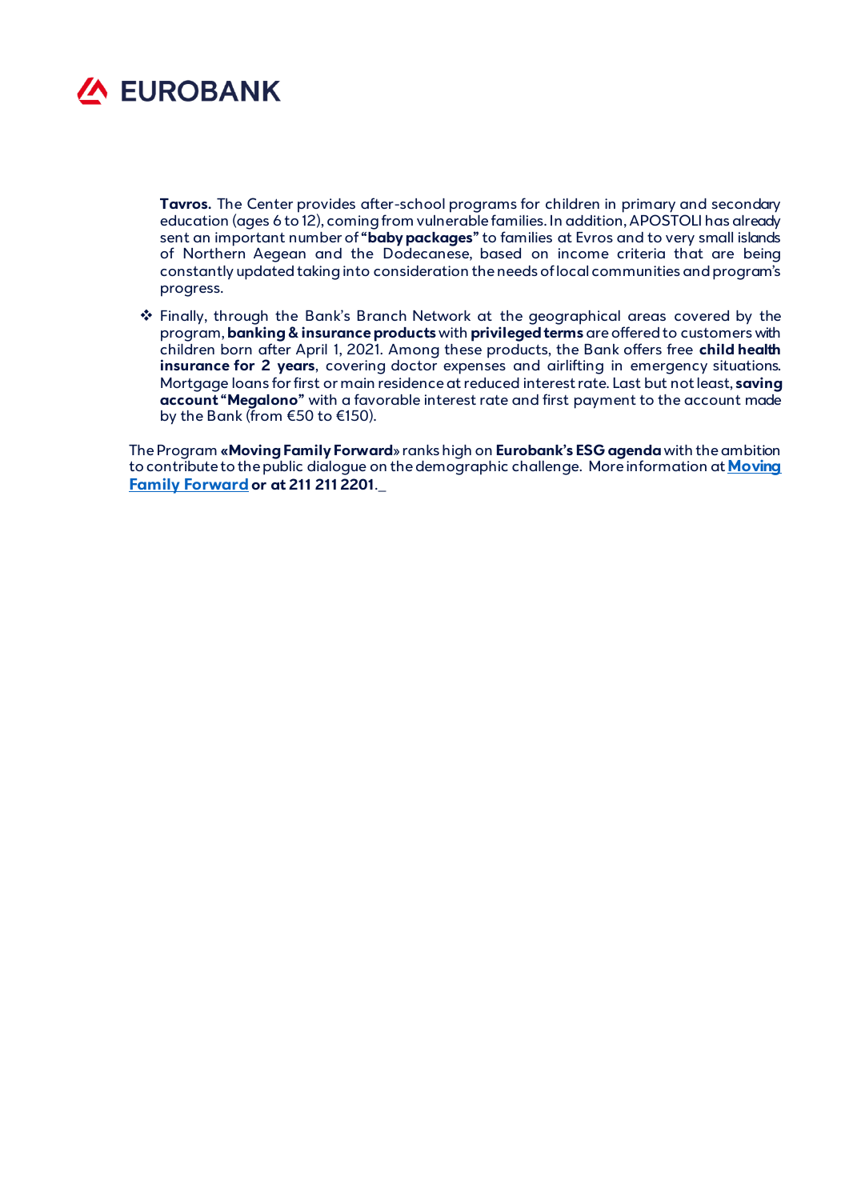**Tavros.** The Center provides after-school programs for children in primary and secondary education (ages 6 to 12), coming from vulnerable families. In addition, APOSTOLI has already sent an important number of **"baby packages"** to families at Evros and to very small islands of Northern Aegean and the Dodecanese, based on income criteria that are being constantly updated taking into consideration the needs of local communities and program's progress.

- Finally, through the Bank's Branch Network at the geographical areas covered by the program, **banking & insurance products** with **privileged terms** are offered to customers with children born after April 1, 2021. Among these products, the Bank offers free **child health insurance for 2 years**, covering doctor expenses and airlifting in emergency situations. Mortgage loans for first or main residence at reduced interest rate. Last but not least, **saving account "Megalono"** with a favorable interest rate and first payment to the account made by the Bank (from €50 to €150).

The Program **«Moving Family Forward»** ranks high on **Eurobank's ESG agenda** with the ambition to contribute to the public dialogue on the demographic challenge. More information at **Moving Family Forward or at 211 211 2201**._